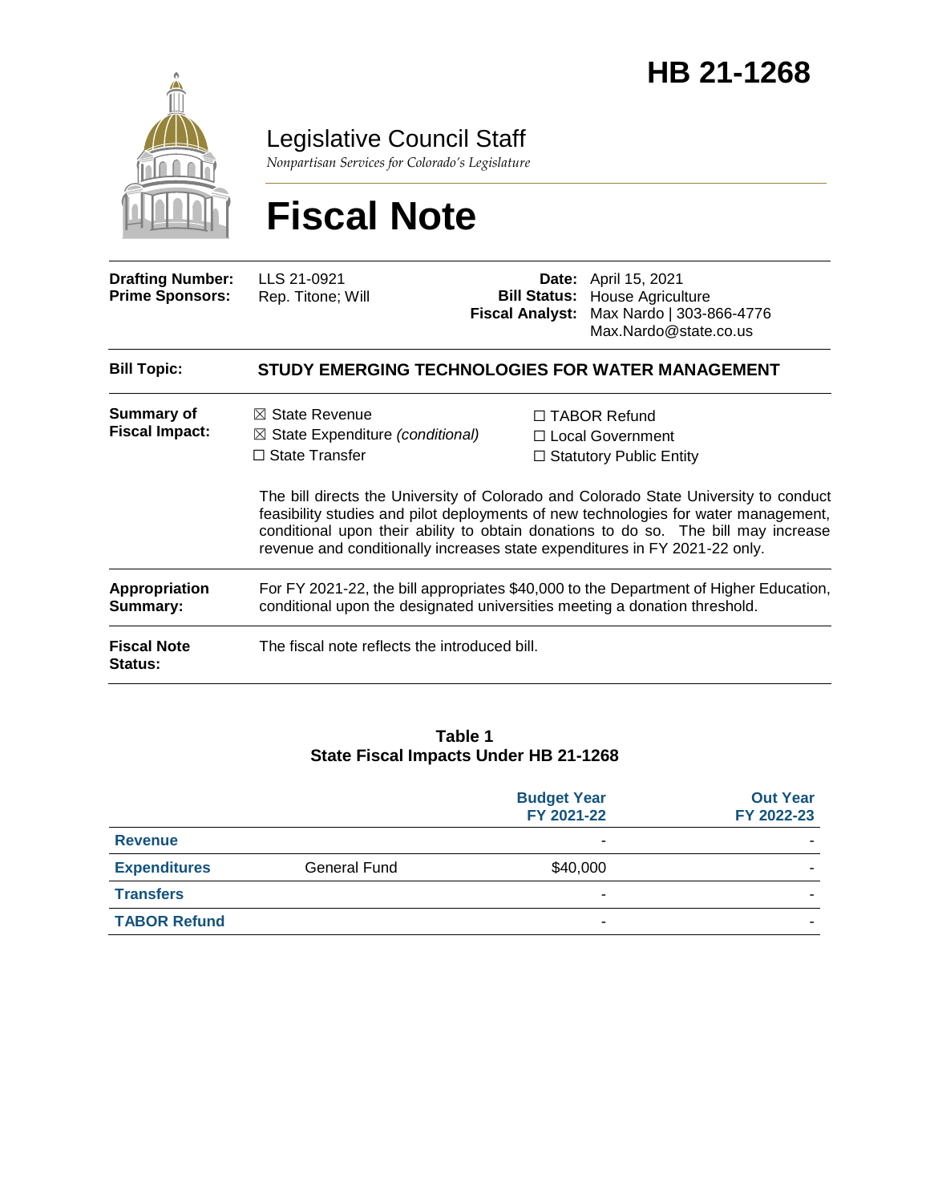# HB 21-1268

Legislative Council Staff

*Nonpartisan Services for Colorado's Legislature*

# Fiscal Note

| | | | |
|---|---|---|---|
| **Drafting Number:** | LLS 21-0921 | **Date:** | April 15, 2021 |
| **Prime Sponsors:** | Rep. Titone; Will | **Bill Status:** | House Agriculture |
| | | **Fiscal Analyst:** | Max Nardo \| 303-866-4776 Max.Nardo@state.co.us |

| | |
|---|---|
| **Bill Topic:** | **STUDY EMERGING TECHNOLOGIES FOR WATER MANAGEMENT** |
| **Summary of Fiscal Impact:** | ☒ State Revenue ☒ State Expenditure *(conditional)* ☐ State Transfer ☐ TABOR Refund ☐ Local Government ☐ Statutory Public Entity<br><br>The bill directs the University of Colorado and Colorado State University to conduct feasibility studies and pilot deployments of new technologies for water management, conditional upon their ability to obtain donations to do so. The bill may increase revenue and conditionally increases state expenditures in FY 2021-22 only. |
| **Appropriation Summary:** | For FY 2021-22, the bill appropriates $40,000 to the Department of Higher Education, conditional upon the designated universities meeting a donation threshold. |
| **Fiscal Note Status:** | The fiscal note reflects the introduced bill. |

**Table 1**
**State Fiscal Impacts Under HB 21-1268**

| | | Budget Year FY 2021-22 | Out Year FY 2022-23 |
|---|---|---|---|
| **Revenue** | | - | - |
| **Expenditures** | General Fund | $40,000 | - |
| **Transfers** | | - | - |
| **TABOR Refund** | | - | - |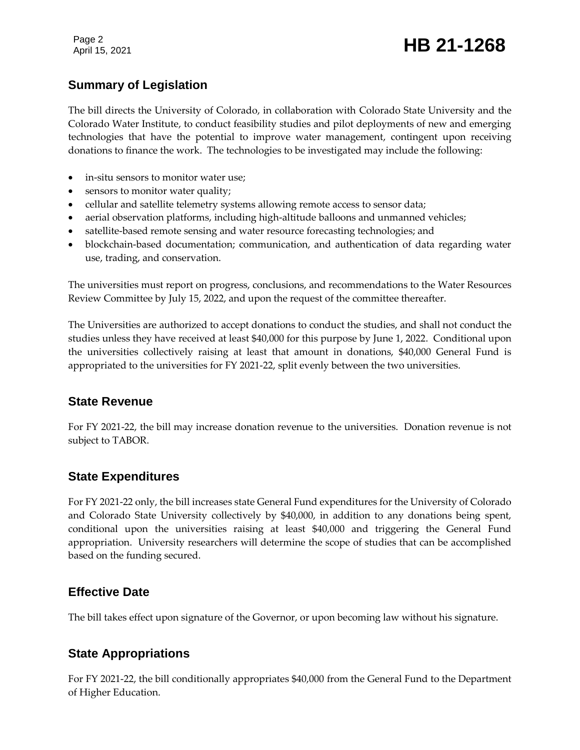## Summary of Legislation

The bill directs the University of Colorado, in collaboration with Colorado State University and the Colorado Water Institute, to conduct feasibility studies and pilot deployments of new and emerging technologies that have the potential to improve water management, contingent upon receiving donations to finance the work. The technologies to be investigated may include the following:

- in-situ sensors to monitor water use;
- sensors to monitor water quality;
- cellular and satellite telemetry systems allowing remote access to sensor data;
- aerial observation platforms, including high-altitude balloons and unmanned vehicles;
- satellite-based remote sensing and water resource forecasting technologies; and
- blockchain-based documentation; communication, and authentication of data regarding water use, trading, and conservation.

The universities must report on progress, conclusions, and recommendations to the Water Resources Review Committee by July 15, 2022, and upon the request of the committee thereafter.

The Universities are authorized to accept donations to conduct the studies, and shall not conduct the studies unless they have received at least $40,000 for this purpose by June 1, 2022. Conditional upon the universities collectively raising at least that amount in donations, $40,000 General Fund is appropriated to the universities for FY 2021-22, split evenly between the two universities.

## State Revenue

For FY 2021-22, the bill may increase donation revenue to the universities. Donation revenue is not subject to TABOR.

## State Expenditures

For FY 2021-22 only, the bill increases state General Fund expenditures for the University of Colorado and Colorado State University collectively by $40,000, in addition to any donations being spent, conditional upon the universities raising at least $40,000 and triggering the General Fund appropriation. University researchers will determine the scope of studies that can be accomplished based on the funding secured.

## Effective Date

The bill takes effect upon signature of the Governor, or upon becoming law without his signature.

## State Appropriations

For FY 2021-22, the bill conditionally appropriates $40,000 from the General Fund to the Department of Higher Education.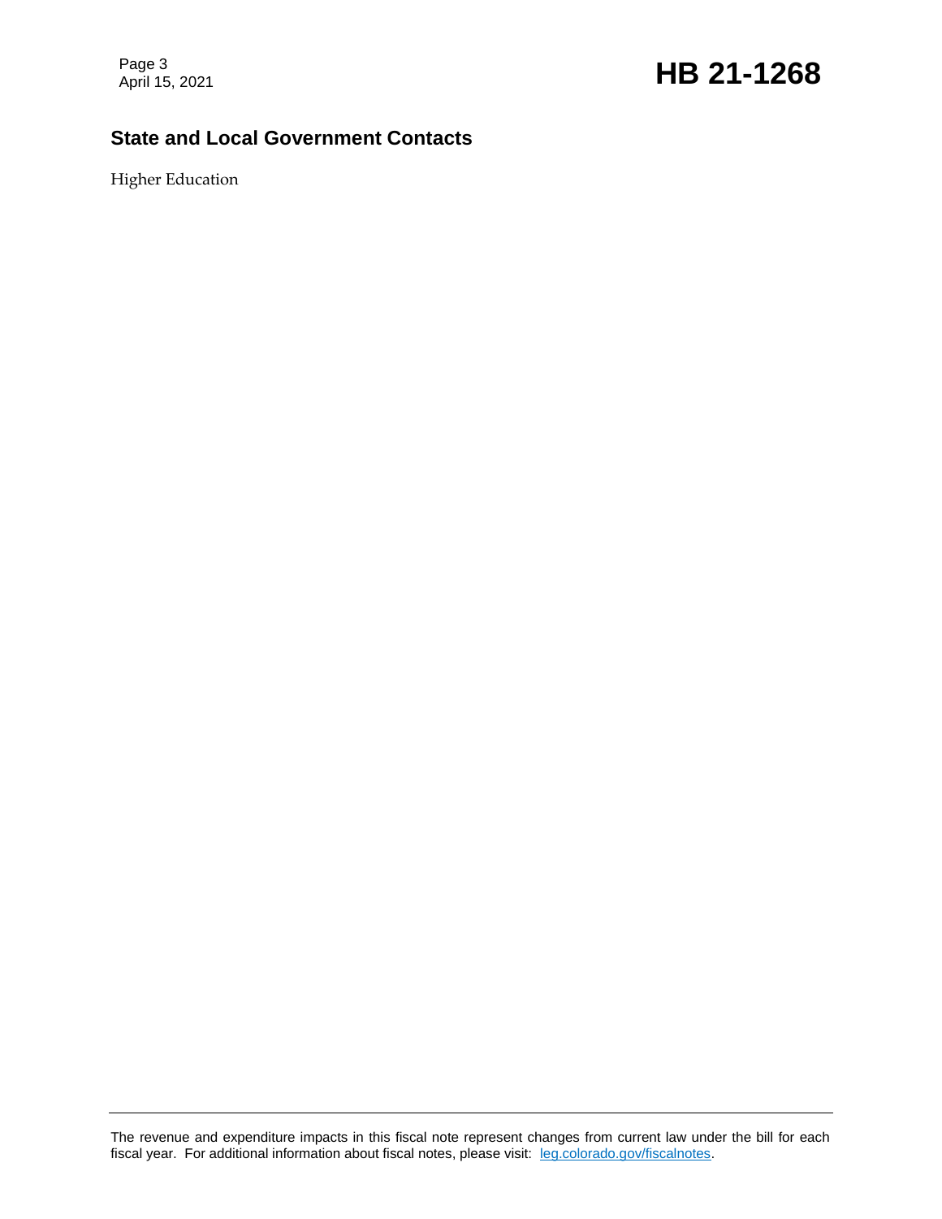## State and Local Government Contacts

Higher Education

The revenue and expenditure impacts in this fiscal note represent changes from current law under the bill for each fiscal year. For additional information about fiscal notes, please visit: leg.colorado.gov/fiscalnotes.